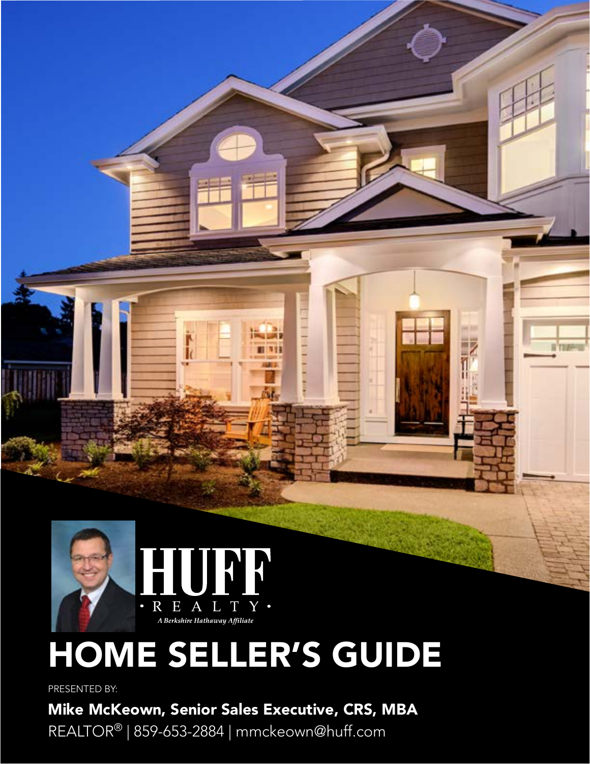HUFF

· REALTY ·

*A Berkshire Hathaway Affiliate*

# HOME SELLER'S GUIDE

PRESENTED BY:

**Mike McKeown, Senior Sales Executive, CRS, MBA**

REALTOR® | 859-653-2884 | mmckeown@huff.com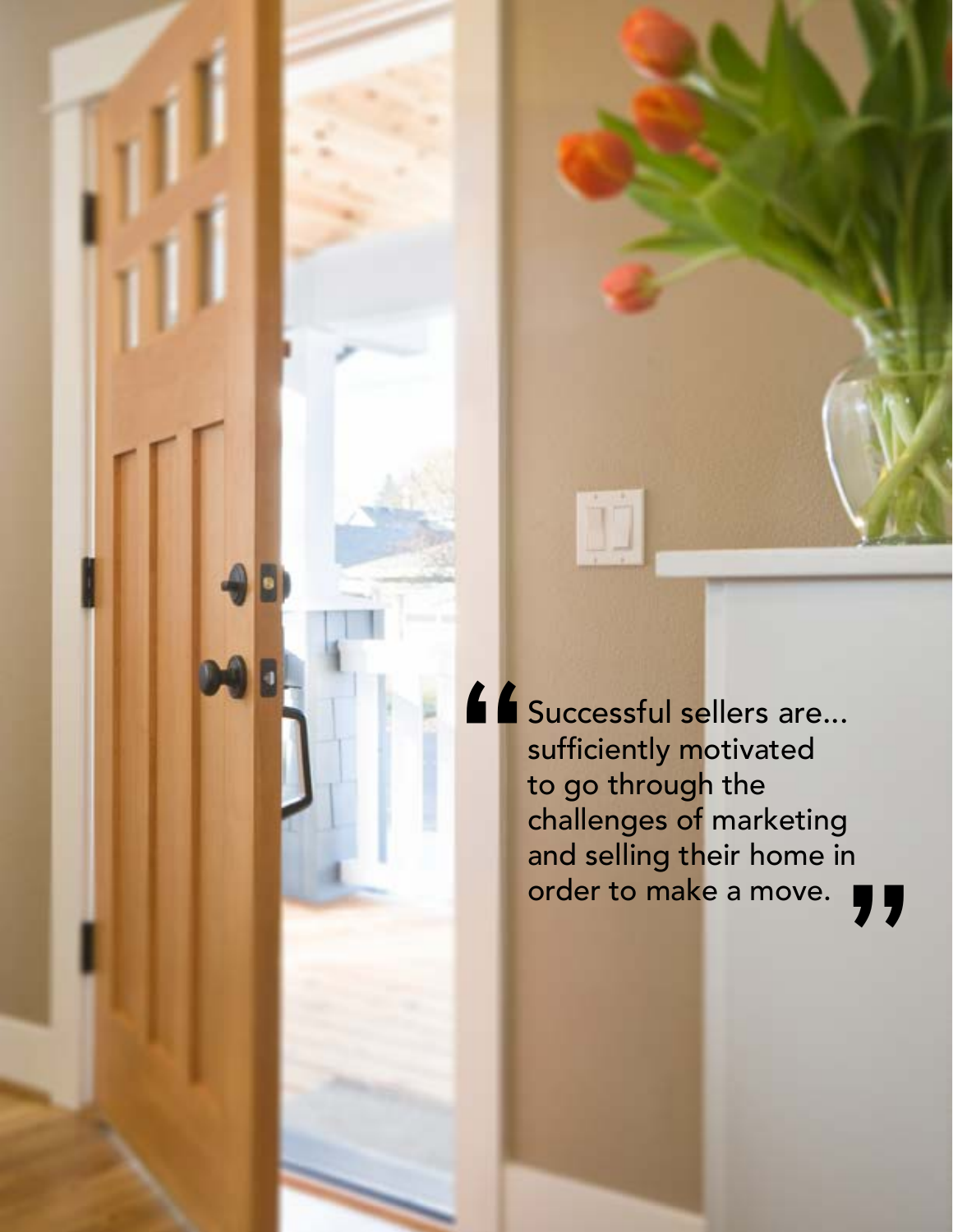> "Successful sellers are… sufficiently motivated to go through the challenges of marketing and selling their home in order to make a move."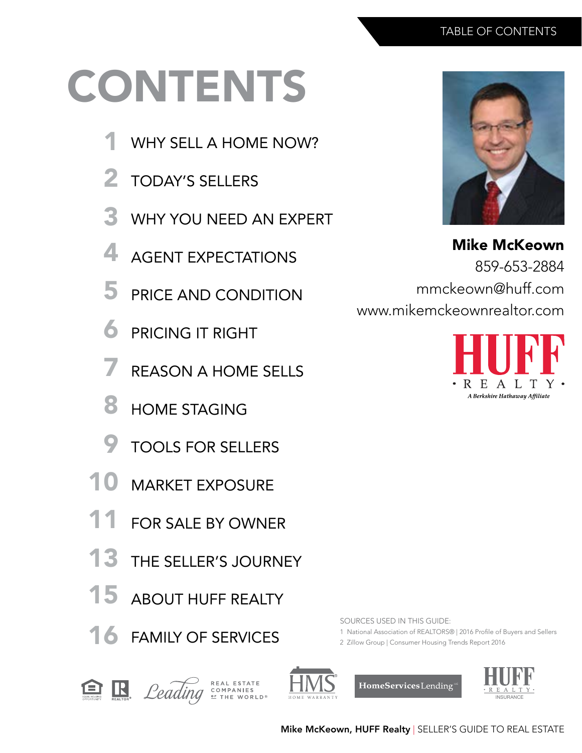# CONTENTS

1 WHY SELL A HOME NOW?

2 TODAY'S SELLERS

3 WHY YOU NEED AN EXPERT

4 AGENT EXPECTATIONS

5 PRICE AND CONDITION

6 PRICING IT RIGHT

7 REASON A HOME SELLS

8 HOME STAGING

9 TOOLS FOR SELLERS

10 MARKET EXPOSURE

11 FOR SALE BY OWNER

13 THE SELLER'S JOURNEY

15 ABOUT HUFF REALTY

16 FAMILY OF SERVICES

**Mike McKeown**
859-653-2884
mmckeown@huff.com
www.mikemckeownrealtor.com

HUFF REALTY
*A Berkshire Hathaway Affiliate*

SOURCES USED IN THIS GUIDE:

1 National Association of REALTORS® | 2016 Profile of Buyers and Sellers

2 Zillow Group | Consumer Housing Trends Report 2016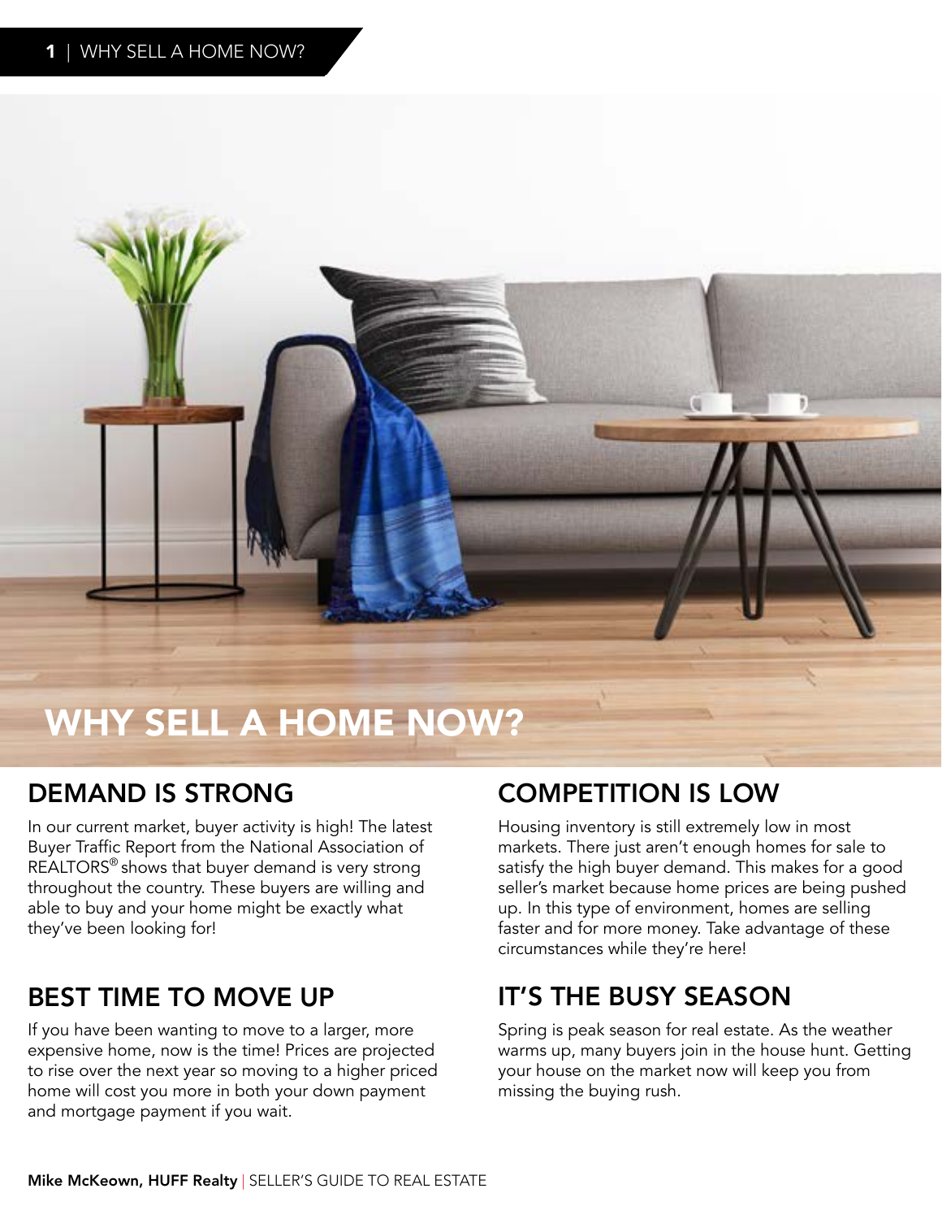# WHY SELL A HOME NOW?

## DEMAND IS STRONG

In our current market, buyer activity is high! The latest Buyer Traffic Report from the National Association of REALTORS® shows that buyer demand is very strong throughout the country. These buyers are willing and able to buy and your home might be exactly what they've been looking for!

## BEST TIME TO MOVE UP

If you have been wanting to move to a larger, more expensive home, now is the time! Prices are projected to rise over the next year so moving to a higher priced home will cost you more in both your down payment and mortgage payment if you wait.

## COMPETITION IS LOW

Housing inventory is still extremely low in most markets. There just aren't enough homes for sale to satisfy the high buyer demand. This makes for a good seller's market because home prices are being pushed up. In this type of environment, homes are selling faster and for more money. Take advantage of these circumstances while they're here!

## IT'S THE BUSY SEASON

Spring is peak season for real estate. As the weather warms up, many buyers join in the house hunt. Getting your house on the market now will keep you from missing the buying rush.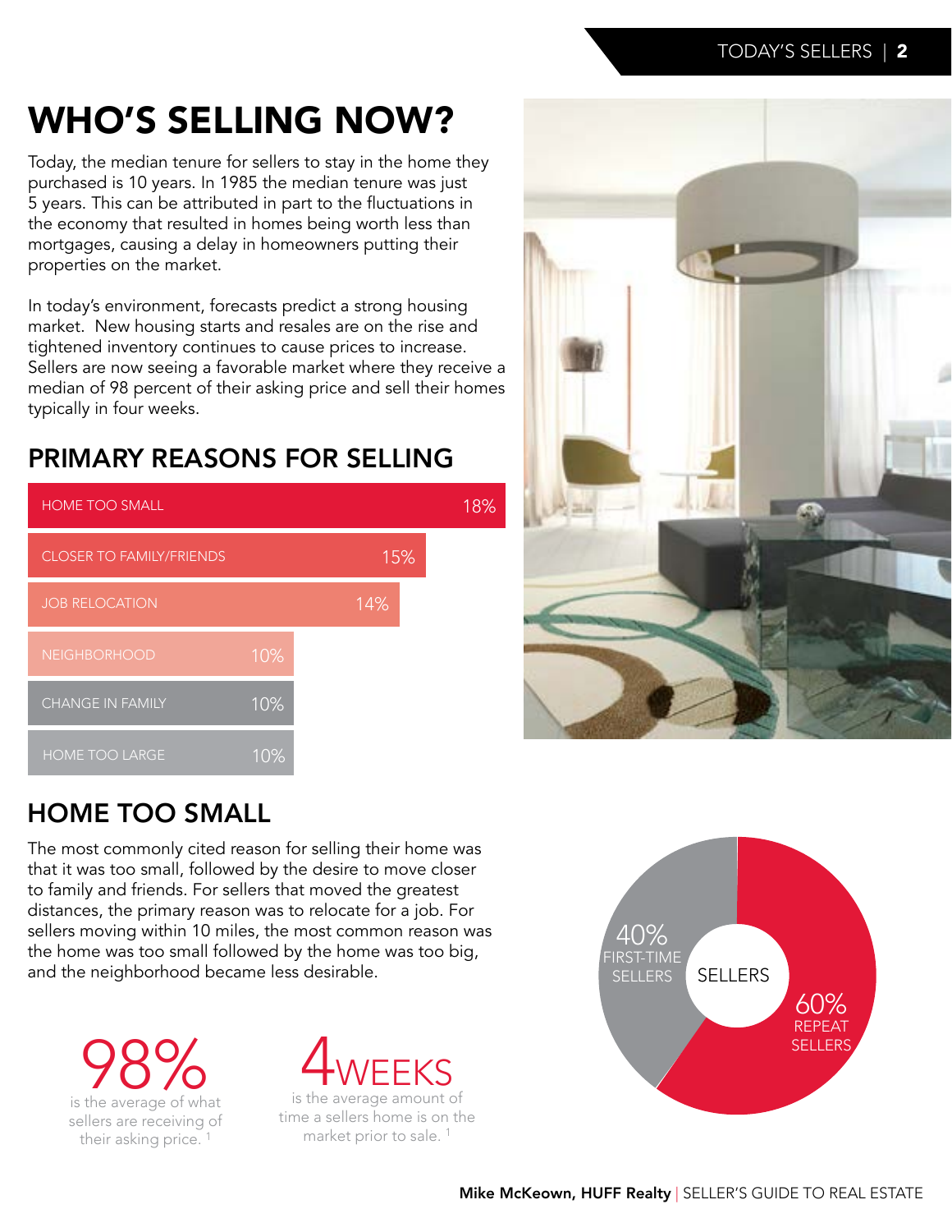# WHO'S SELLING NOW?

Today, the median tenure for sellers to stay in the home they purchased is 10 years. In 1985 the median tenure was just 5 years. This can be attributed in part to the fluctuations in the economy that resulted in homes being worth less than mortgages, causing a delay in homeowners putting their properties on the market.

In today's environment, forecasts predict a strong housing market. New housing starts and resales are on the rise and tightened inventory continues to cause prices to increase. Sellers are now seeing a favorable market where they receive a median of 98 percent of their asking price and sell their homes typically in four weeks.

## PRIMARY REASONS FOR SELLING

| Reason | Percent |
| --- | --- |
| HOME TOO SMALL | 18% |
| CLOSER TO FAMILY/FRIENDS | 15% |
| JOB RELOCATION | 14% |
| NEIGHBORHOOD | 10% |
| CHANGE IN FAMILY | 10% |
| HOME TOO LARGE | 10% |

## HOME TOO SMALL

The most commonly cited reason for selling their home was that it was too small, followed by the desire to move closer to family and friends. For sellers that moved the greatest distances, the primary reason was to relocate for a job. For sellers moving within 10 miles, the most common reason was the home was too small followed by the home was too big, and the neighborhood became less desirable.

**98%** is the average of what sellers are receiving of their asking price. [1]

**4 WEEKS** is the average amount of time a sellers home is on the market prior to sale. [1]

SELLERS

- 40% FIRST-TIME SELLERS
- 60% REPEAT SELLERS

Mike McKeown, HUFF Realty | SELLER'S GUIDE TO REAL ESTATE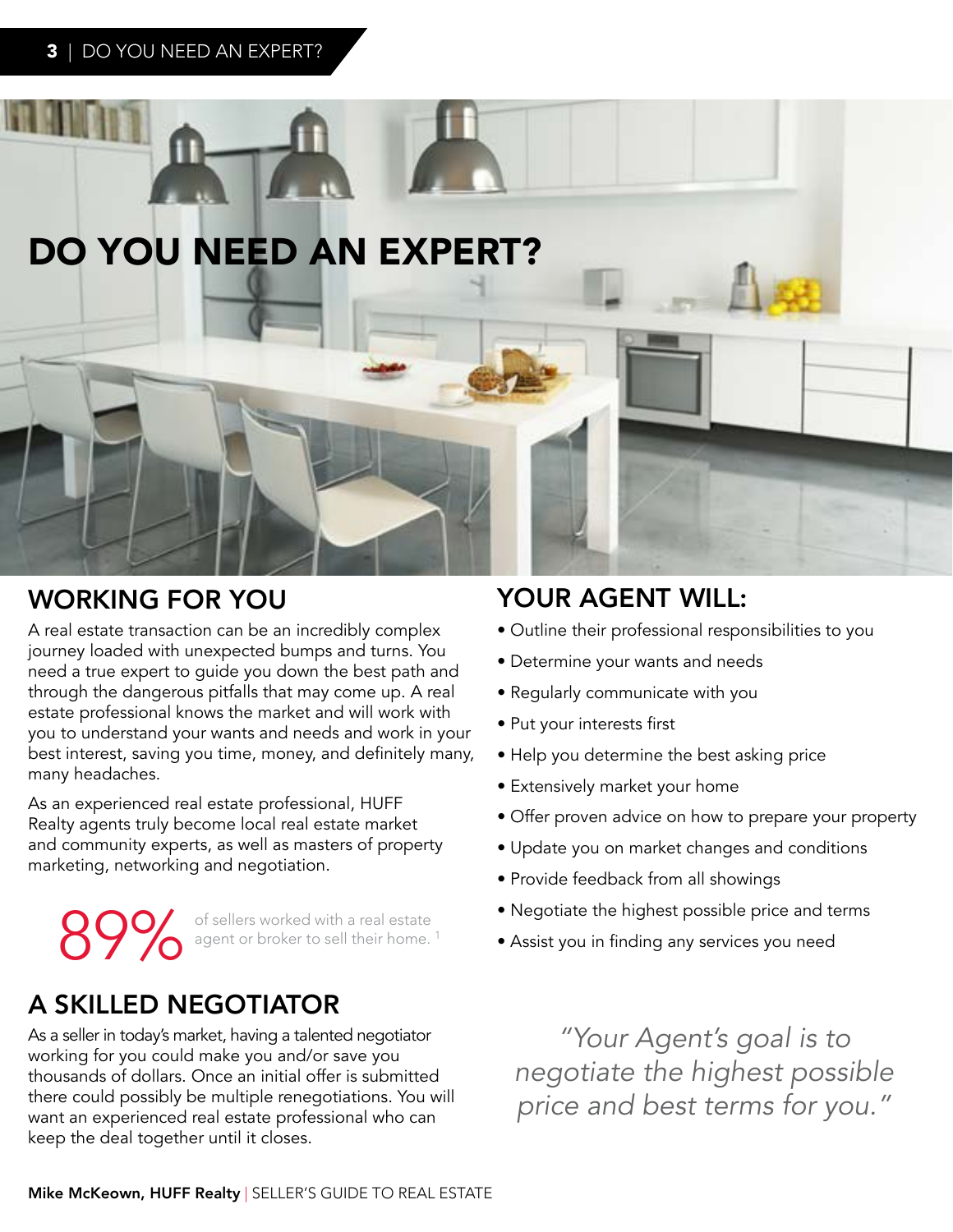# DO YOU NEED AN EXPERT?

## WORKING FOR YOU

A real estate transaction can be an incredibly complex journey loaded with unexpected bumps and turns. You need a true expert to guide you down the best path and through the dangerous pitfalls that may come up. A real estate professional knows the market and will work with you to understand your wants and needs and work in your best interest, saving you time, money, and definitely many, many headaches.

As an experienced real estate professional, HUFF Realty agents truly become local real estate market and community experts, as well as masters of property marketing, networking and negotiation.

**89%** of sellers worked with a real estate agent or broker to sell their home. [1]

## A SKILLED NEGOTIATOR

As a seller in today's market, having a talented negotiator working for you could make you and/or save you thousands of dollars. Once an initial offer is submitted there could possibly be multiple renegotiations. You will want an experienced real estate professional who can keep the deal together until it closes.

## YOUR AGENT WILL:

- Outline their professional responsibilities to you
- Determine your wants and needs
- Regularly communicate with you
- Put your interests first
- Help you determine the best asking price
- Extensively market your home
- Offer proven advice on how to prepare your property
- Update you on market changes and conditions
- Provide feedback from all showings
- Negotiate the highest possible price and terms
- Assist you in finding any services you need

*"Your Agent's goal is to negotiate the highest possible price and best terms for you."*

**Mike McKeown, HUFF Realty** | SELLER'S GUIDE TO REAL ESTATE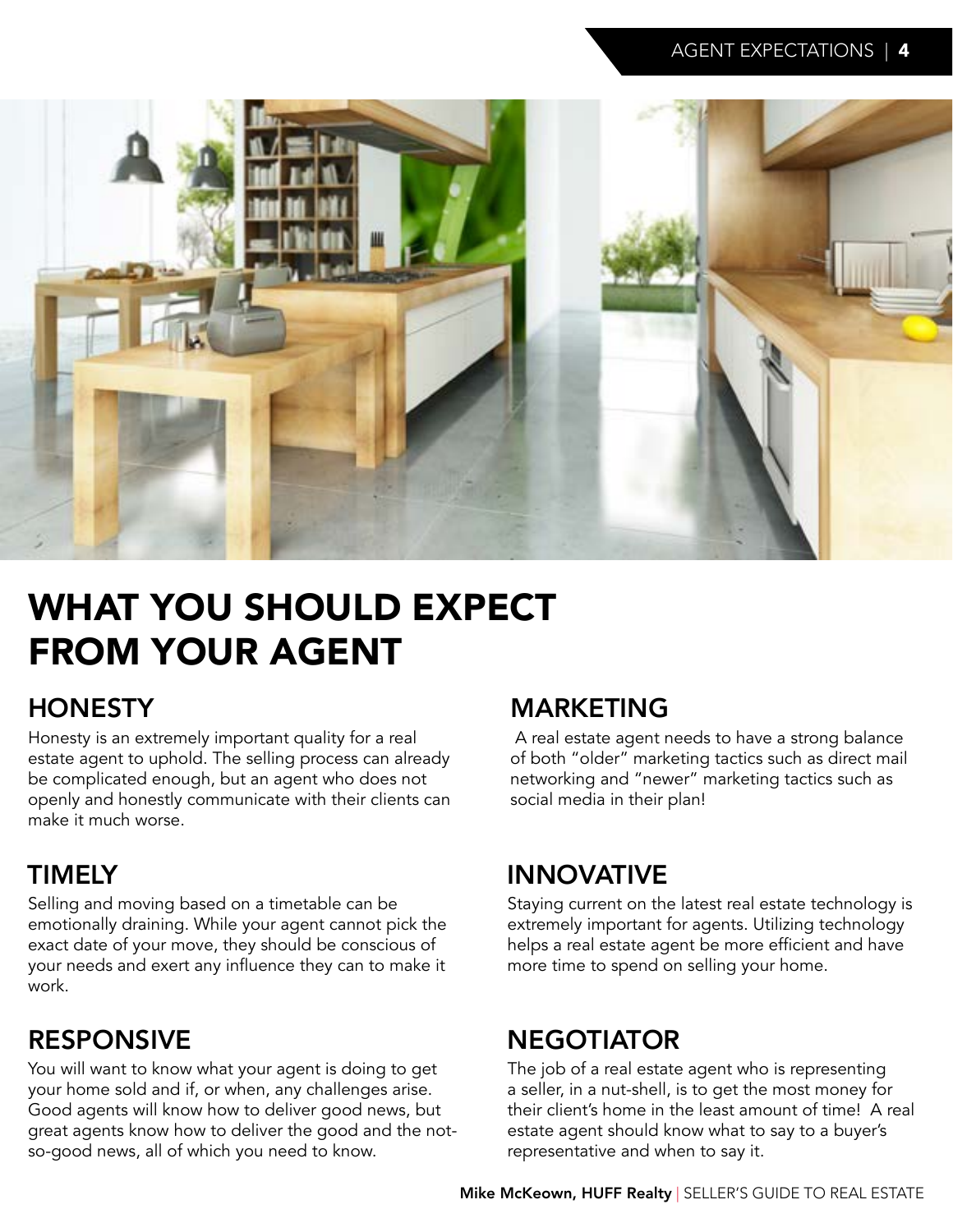# WHAT YOU SHOULD EXPECT FROM YOUR AGENT

## HONESTY

Honesty is an extremely important quality for a real estate agent to uphold. The selling process can already be complicated enough, but an agent who does not openly and honestly communicate with their clients can make it much worse.

## TIMELY

Selling and moving based on a timetable can be emotionally draining. While your agent cannot pick the exact date of your move, they should be conscious of your needs and exert any influence they can to make it work.

## RESPONSIVE

You will want to know what your agent is doing to get your home sold and if, or when, any challenges arise. Good agents will know how to deliver good news, but great agents know how to deliver the good and the not-so-good news, all of which you need to know.

## MARKETING

A real estate agent needs to have a strong balance of both "older" marketing tactics such as direct mail networking and "newer" marketing tactics such as social media in their plan!

## INNOVATIVE

Staying current on the latest real estate technology is extremely important for agents. Utilizing technology helps a real estate agent be more efficient and have more time to spend on selling your home.

## NEGOTIATOR

The job of a real estate agent who is representing a seller, in a nut-shell, is to get the most money for their client's home in the least amount of time! A real estate agent should know what to say to a buyer's representative and when to say it.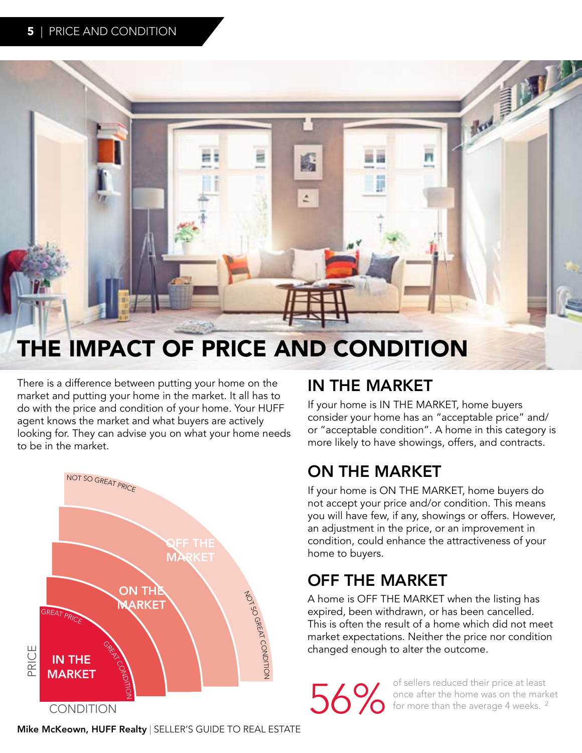# THE IMPACT OF PRICE AND CONDITION

There is a difference between putting your home on the market and putting your home in the market. It all has to do with the price and condition of your home. Your HUFF agent knows the market and what buyers are actively looking for. They can advise you on what your home needs to be in the market.

NOT SO GREAT PRICE

OFF THE MARKET

ON THE MARKET

GREAT PRICE

IN THE MARKET

GREAT CONDITION

NOT SO GREAT CONDITION

PRICE

CONDITION

## IN THE MARKET

If your home is IN THE MARKET, home buyers consider your home has an "acceptable price" and/or "acceptable condition". A home in this category is more likely to have showings, offers, and contracts.

## ON THE MARKET

If your home is ON THE MARKET, home buyers do not accept your price and/or condition. This means you will have few, if any, showings or offers. However, an adjustment in the price, or an improvement in condition, could enhance the attractiveness of your home to buyers.

## OFF THE MARKET

A home is OFF THE MARKET when the listing has expired, been withdrawn, or has been cancelled. This is often the result of a home which did not meet market expectations. Neither the price nor condition changed enough to alter the outcome.

**56%** of sellers reduced their price at least once after the home was on the market for more than the average 4 weeks. [2]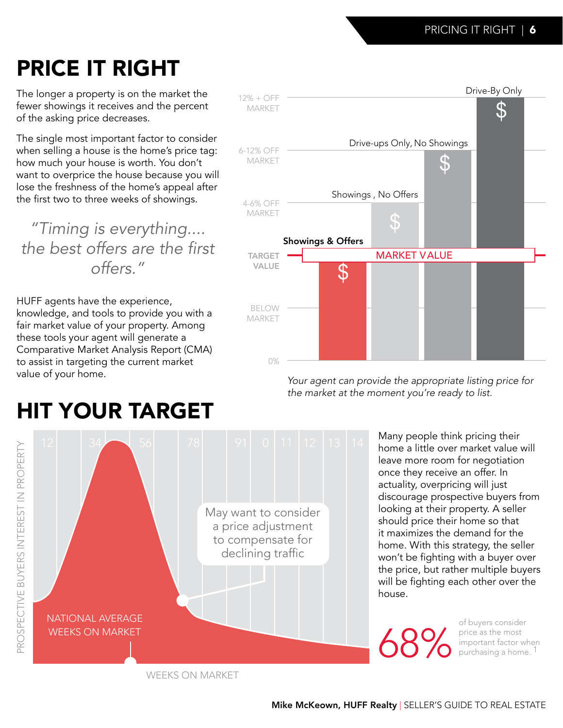# PRICE IT RIGHT

The longer a property is on the market the fewer showings it receives and the percent of the asking price decreases.

The single most important factor to consider when selling a house is the home's price tag: how much your house is worth. You don't want to overprice the house because you will lose the freshness of the home's appeal after the first two to three weeks of showings.

> *"Timing is everything.... the best offers are the first offers."*

HUFF agents have the experience, knowledge, and tools to provide you with a fair market value of your property. Among these tools your agent will generate a Comparative Market Analysis Report (CMA) to assist in targeting the current market value of your home.

12% + OFF MARKET

6-12% OFF MARKET

4-6% OFF MARKET

TARGET VALUE

BELOW MARKET

0%

Drive-By Only

Drive-ups Only, No Showings

Showings , No Offers

**Showings & Offers**

MARKET VALUE

*Your agent can provide the appropriate listing price for the market at the moment you're ready to list.*

# HIT YOUR TARGET

PROSPECTIVE BUYERS INTEREST IN PROPERTY

12 34 56 78 91 0 11 12 13 14

May want to consider a price adjustment to compensate for declining traffic

NATIONAL AVERAGE WEEKS ON MARKET

WEEKS ON MARKET

Many people think pricing their home a little over market value will leave more room for negotiation once they receive an offer. In actuality, overpricing will just discourage prospective buyers from looking at their property. A seller should price their home so that it maximizes the demand for the home. With this strategy, the seller won't be fighting with a buyer over the price, but rather multiple buyers will be fighting each other over the house.

**68%** of buyers consider price as the most important factor when purchasing a home.[1]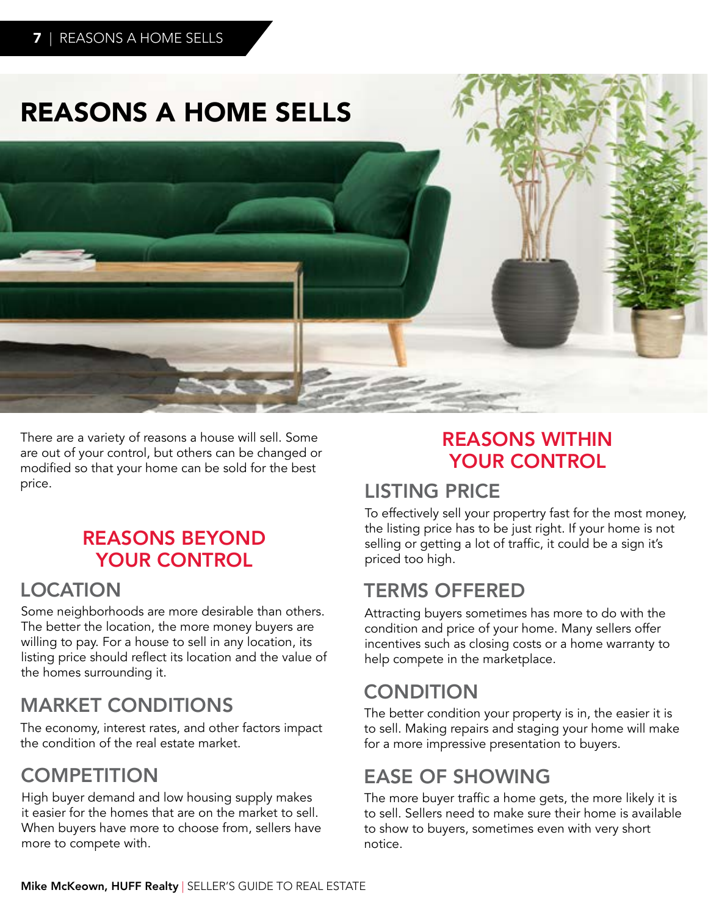# REASONS A HOME SELLS

There are a variety of reasons a house will sell. Some are out of your control, but others can be changed or modified so that your home can be sold for the best price.

## REASONS BEYOND YOUR CONTROL

### LOCATION

Some neighborhoods are more desirable than others. The better the location, the more money buyers are willing to pay. For a house to sell in any location, its listing price should reflect its location and the value of the homes surrounding it.

### MARKET CONDITIONS

The economy, interest rates, and other factors impact the condition of the real estate market.

### COMPETITION

High buyer demand and low housing supply makes it easier for the homes that are on the market to sell. When buyers have more to choose from, sellers have more to compete with.

## REASONS WITHIN YOUR CONTROL

### LISTING PRICE

To effectively sell your propertry fast for the most money, the listing price has to be just right. If your home is not selling or getting a lot of traffic, it could be a sign it's priced too high.

### TERMS OFFERED

Attracting buyers sometimes has more to do with the condition and price of your home. Many sellers offer incentives such as closing costs or a home warranty to help compete in the marketplace.

### CONDITION

The better condition your property is in, the easier it is to sell. Making repairs and staging your home will make for a more impressive presentation to buyers.

### EASE OF SHOWING

The more buyer traffic a home gets, the more likely it is to sell. Sellers need to make sure their home is available to show to buyers, sometimes even with very short notice.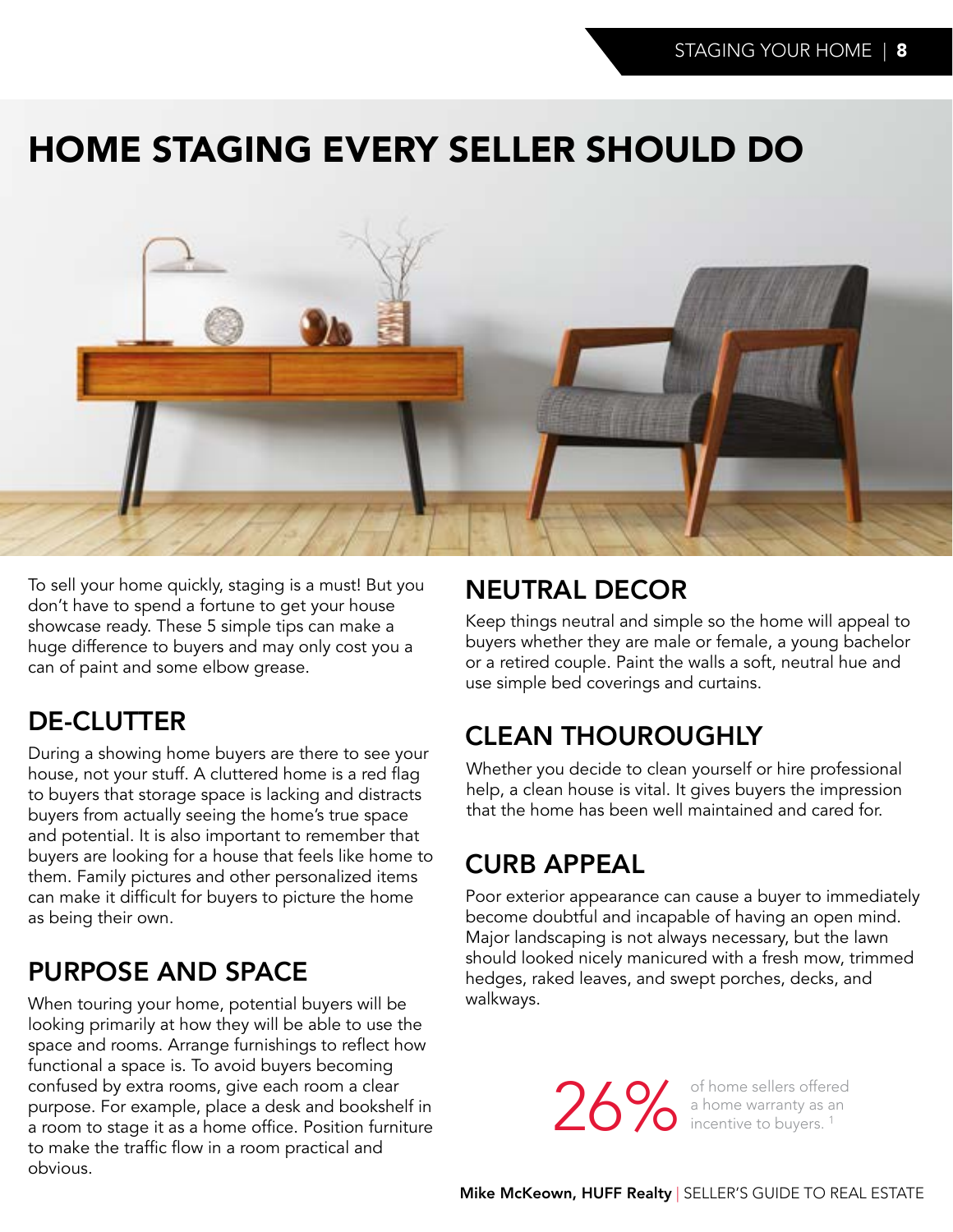# HOME STAGING EVERY SELLER SHOULD DO

To sell your home quickly, staging is a must! But you don't have to spend a fortune to get your house showcase ready. These 5 simple tips can make a huge difference to buyers and may only cost you a can of paint and some elbow grease.

## DE-CLUTTER

During a showing home buyers are there to see your house, not your stuff. A cluttered home is a red flag to buyers that storage space is lacking and distracts buyers from actually seeing the home's true space and potential. It is also important to remember that buyers are looking for a house that feels like home to them. Family pictures and other personalized items can make it difficult for buyers to picture the home as being their own.

## PURPOSE AND SPACE

When touring your home, potential buyers will be looking primarily at how they will be able to use the space and rooms. Arrange furnishings to reflect how functional a space is. To avoid buyers becoming confused by extra rooms, give each room a clear purpose. For example, place a desk and bookshelf in a room to stage it as a home office. Position furniture to make the traffic flow in a room practical and obvious.

## NEUTRAL DECOR

Keep things neutral and simple so the home will appeal to buyers whether they are male or female, a young bachelor or a retired couple. Paint the walls a soft, neutral hue and use simple bed coverings and curtains.

## CLEAN THOUROUGHLY

Whether you decide to clean yourself or hire professional help, a clean house is vital. It gives buyers the impression that the home has been well maintained and cared for.

## CURB APPEAL

Poor exterior appearance can cause a buyer to immediately become doubtful and incapable of having an open mind. Major landscaping is not always necessary, but the lawn should looked nicely manicured with a fresh mow, trimmed hedges, raked leaves, and swept porches, decks, and walkways.

**26%** of home sellers offered a home warranty as an incentive to buyers. [1]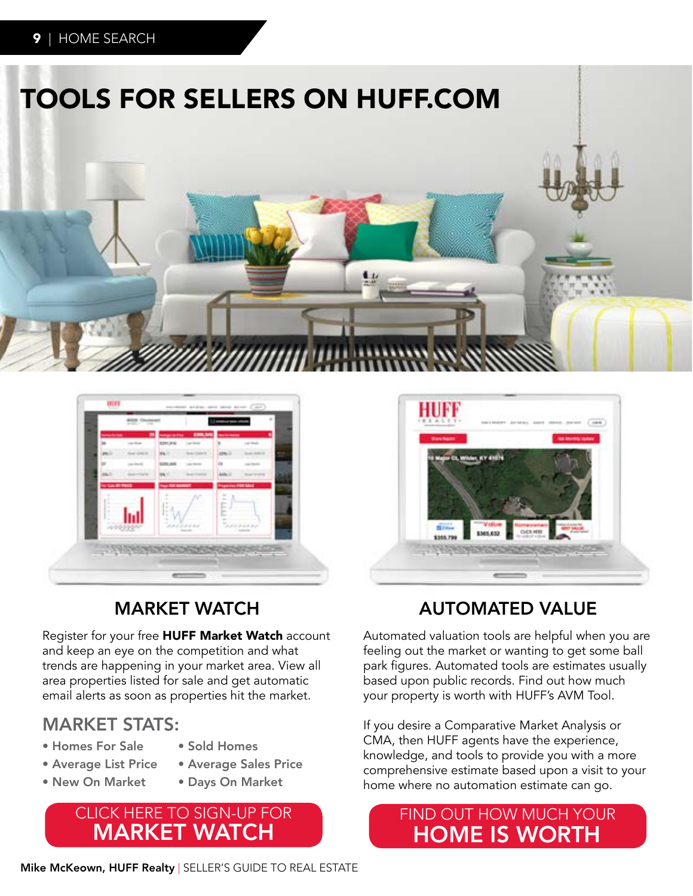# TOOLS FOR SELLERS ON HUFF.COM

## MARKET WATCH

Register for your free **HUFF Market Watch** account and keep an eye on the competition and what trends are happening in your market area. View all area properties listed for sale and get automatic email alerts as soon as properties hit the market.

### MARKET STATS:

- Homes For Sale
- Average List Price
- New On Market
- Sold Homes
- Average Sales Price
- Days On Market

CLICK HERE TO SIGN-UP FOR **MARKET WATCH**

## AUTOMATED VALUE

Automated valuation tools are helpful when you are feeling out the market or wanting to get some ball park figures. Automated tools are estimates usually based upon public records. Find out how much your property is worth with HUFF's AVM Tool.

If you desire a Comparative Market Analysis or CMA, then HUFF agents have the experience, knowledge, and tools to provide you with a more comprehensive estimate based upon a visit to your home where no automation estimate can go.

FIND OUT HOW MUCH YOUR **HOME IS WORTH**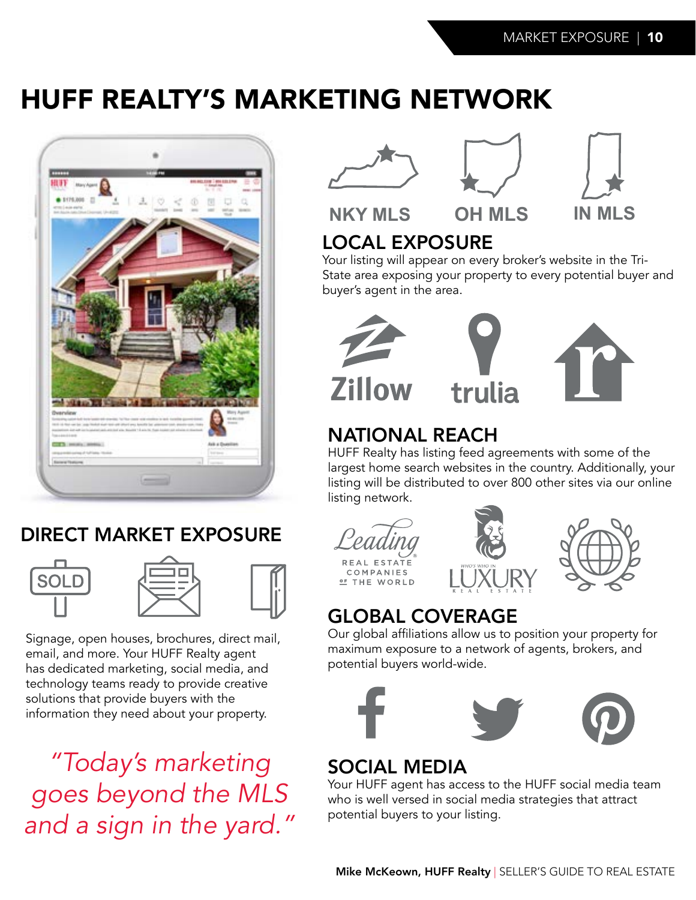# HUFF REALTY'S MARKETING NETWORK

## DIRECT MARKET EXPOSURE

Signage, open houses, brochures, direct mail, email, and more. Your HUFF Realty agent has dedicated marketing, social media, and technology teams ready to provide creative solutions that provide buyers with the information they need about your property.

*"Today's marketing goes beyond the MLS and a sign in the yard."*

NKY MLS  OH MLS  IN MLS

## LOCAL EXPOSURE

Your listing will appear on every broker's website in the Tri-State area exposing your property to every potential buyer and buyer's agent in the area.

Zillow  trulia

## NATIONAL REACH

HUFF Realty has listing feed agreements with some of the largest home search websites in the country. Additionally, your listing will be distributed to over 800 other sites via our online listing network.

Leading Real Estate Companies of the World  Who's Who in Luxury Real Estate

## GLOBAL COVERAGE

Our global affiliations allow us to position your property for maximum exposure to a network of agents, brokers, and potential buyers world-wide.

## SOCIAL MEDIA

Your HUFF agent has access to the HUFF social media team who is well versed in social media strategies that attract potential buyers to your listing.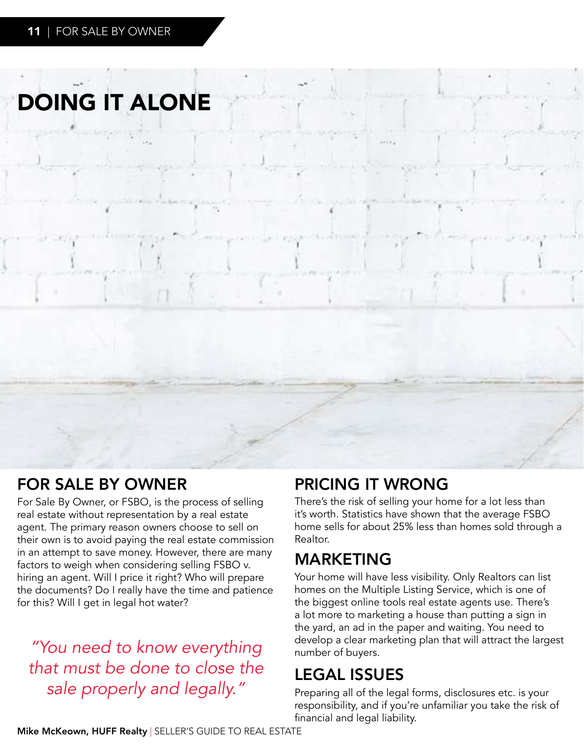# DOING IT ALONE

## FOR SALE BY OWNER

For Sale By Owner, or FSBO, is the process of selling real estate without representation by a real estate agent. The primary reason owners choose to sell on their own is to avoid paying the real estate commission in an attempt to save money. However, there are many factors to weigh when considering selling FSBO v. hiring an agent. Will I price it right? Who will prepare the documents? Do I really have the time and patience for this? Will I get in legal hot water?

*"You need to know everything that must be done to close the sale properly and legally."*

## PRICING IT WRONG

There's the risk of selling your home for a lot less than it's worth. Statistics have shown that the average FSBO home sells for about 25% less than homes sold through a Realtor.

## MARKETING

Your home will have less visibility. Only Realtors can list homes on the Multiple Listing Service, which is one of the biggest online tools real estate agents use. There's a lot more to marketing a house than putting a sign in the yard, an ad in the paper and waiting. You need to develop a clear marketing plan that will attract the largest number of buyers.

## LEGAL ISSUES

Preparing all of the legal forms, disclosures etc. is your responsibility, and if you're unfamiliar you take the risk of financial and legal liability.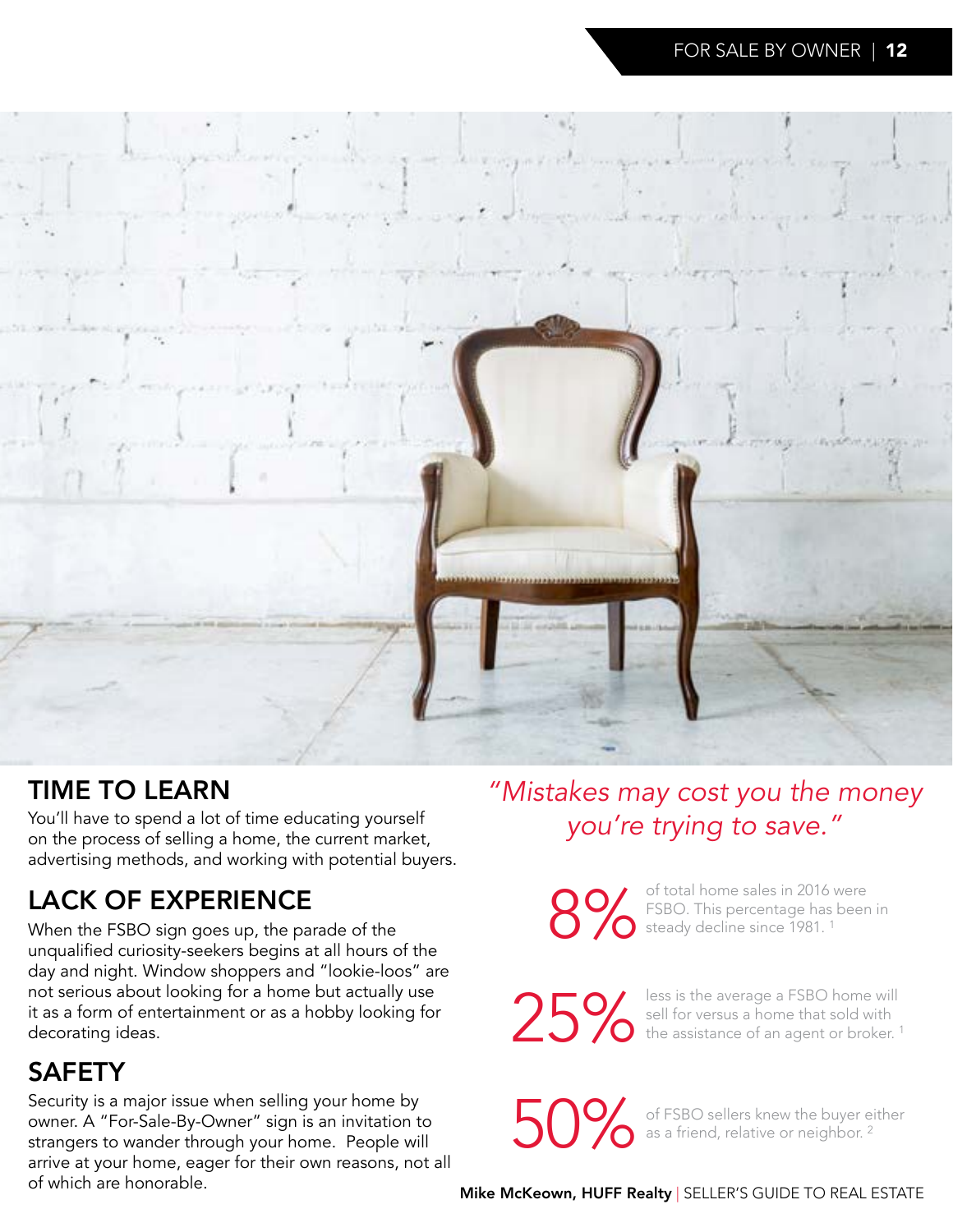## TIME TO LEARN

You'll have to spend a lot of time educating yourself on the process of selling a home, the current market, advertising methods, and working with potential buyers.

## LACK OF EXPERIENCE

When the FSBO sign goes up, the parade of the unqualified curiosity-seekers begins at all hours of the day and night. Window shoppers and "lookie-loos" are not serious about looking for a home but actually use it as a form of entertainment or as a hobby looking for decorating ideas.

## SAFETY

Security is a major issue when selling your home by owner. A "For-Sale-By-Owner" sign is an invitation to strangers to wander through your home. People will arrive at your home, eager for their own reasons, not all of which are honorable.

*"Mistakes may cost you the money you're trying to save."*

**8%** of total home sales in 2016 were FSBO. This percentage has been in steady decline since 1981. [1]

**25%** less is the average a FSBO home will sell for versus a home that sold with the assistance of an agent or broker. [1]

**50%** of FSBO sellers knew the buyer either as a friend, relative or neighbor. [2]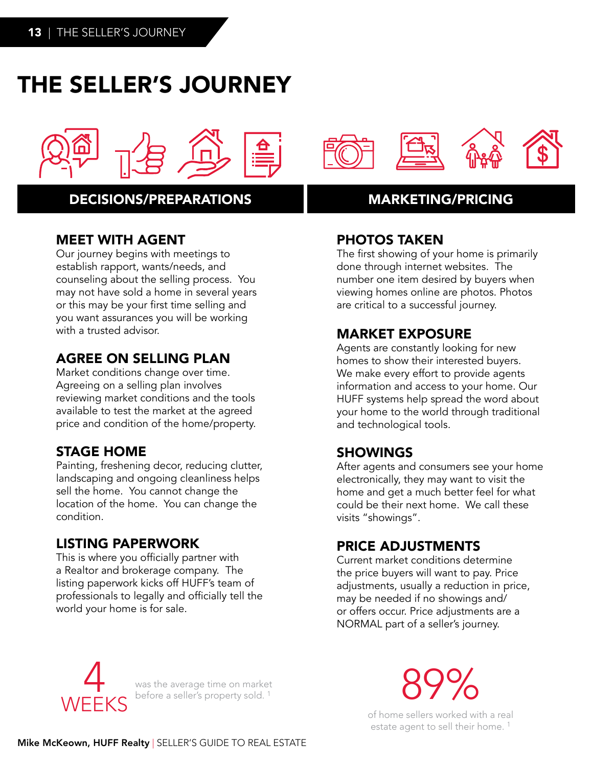# THE SELLER'S JOURNEY

## DECISIONS/PREPARATIONS

### MEET WITH AGENT

Our journey begins with meetings to establish rapport, wants/needs, and counseling about the selling process. You may not have sold a home in several years or this may be your first time selling and you want assurances you will be working with a trusted advisor.

### AGREE ON SELLING PLAN

Market conditions change over time. Agreeing on a selling plan involves reviewing market conditions and the tools available to test the market at the agreed price and condition of the home/property.

### STAGE HOME

Painting, freshening decor, reducing clutter, landscaping and ongoing cleanliness helps sell the home. You cannot change the location of the home. You can change the condition.

### LISTING PAPERWORK

This is where you officially partner with a Realtor and brokerage company. The listing paperwork kicks off HUFF's team of professionals to legally and officially tell the world your home is for sale.

## MARKETING/PRICING

### PHOTOS TAKEN

The first showing of your home is primarily done through internet websites. The number one item desired by buyers when viewing homes online are photos. Photos are critical to a successful journey.

### MARKET EXPOSURE

Agents are constantly looking for new homes to show their interested buyers. We make every effort to provide agents information and access to your home. Our HUFF systems help spread the word about your home to the world through traditional and technological tools.

### SHOWINGS

After agents and consumers see your home electronically, they may want to visit the home and get a much better feel for what could be their next home. We call these visits "showings".

### PRICE ADJUSTMENTS

Current market conditions determine the price buyers will want to pay. Price adjustments, usually a reduction in price, may be needed if no showings and/or offers occur. Price adjustments are a NORMAL part of a seller's journey.

**4 WEEKS** was the average time on market before a seller's property sold. [1]

**89%** of home sellers worked with a real estate agent to sell their home. [1]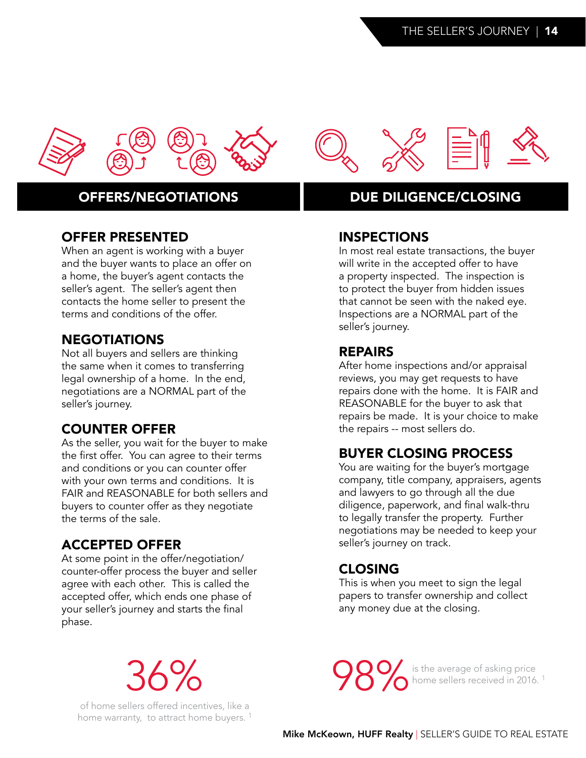## OFFERS/NEGOTIATIONS

### OFFER PRESENTED
When an agent is working with a buyer and the buyer wants to place an offer on a home, the buyer's agent contacts the seller's agent. The seller's agent then contacts the home seller to present the terms and conditions of the offer.

### NEGOTIATIONS
Not all buyers and sellers are thinking the same when it comes to transferring legal ownership of a home. In the end, negotiations are a NORMAL part of the seller's journey.

### COUNTER OFFER
As the seller, you wait for the buyer to make the first offer. You can agree to their terms and conditions or you can counter offer with your own terms and conditions. It is FAIR and REASONABLE for both sellers and buyers to counter offer as they negotiate the terms of the sale.

### ACCEPTED OFFER
At some point in the offer/negotiation/counter-offer process the buyer and seller agree with each other. This is called the accepted offer, which ends one phase of your seller's journey and starts the final phase.

36%

of home sellers offered incentives, like a home warranty, to attract home buyers. [1]

## DUE DILIGENCE/CLOSING

### INSPECTIONS
In most real estate transactions, the buyer will write in the accepted offer to have a property inspected. The inspection is to protect the buyer from hidden issues that cannot be seen with the naked eye. Inspections are a NORMAL part of the seller's journey.

### REPAIRS
After home inspections and/or appraisal reviews, you may get requests to have repairs done with the home. It is FAIR and REASONABLE for the buyer to ask that repairs be made. It is your choice to make the repairs -- most sellers do.

### BUYER CLOSING PROCESS
You are waiting for the buyer's mortgage company, title company, appraisers, agents and lawyers to go through all the due diligence, paperwork, and final walk-thru to legally transfer the property. Further negotiations may be needed to keep your seller's journey on track.

### CLOSING
This is when you meet to sign the legal papers to transfer ownership and collect any money due at the closing.

98% is the average of asking price home sellers received in 2016. [1]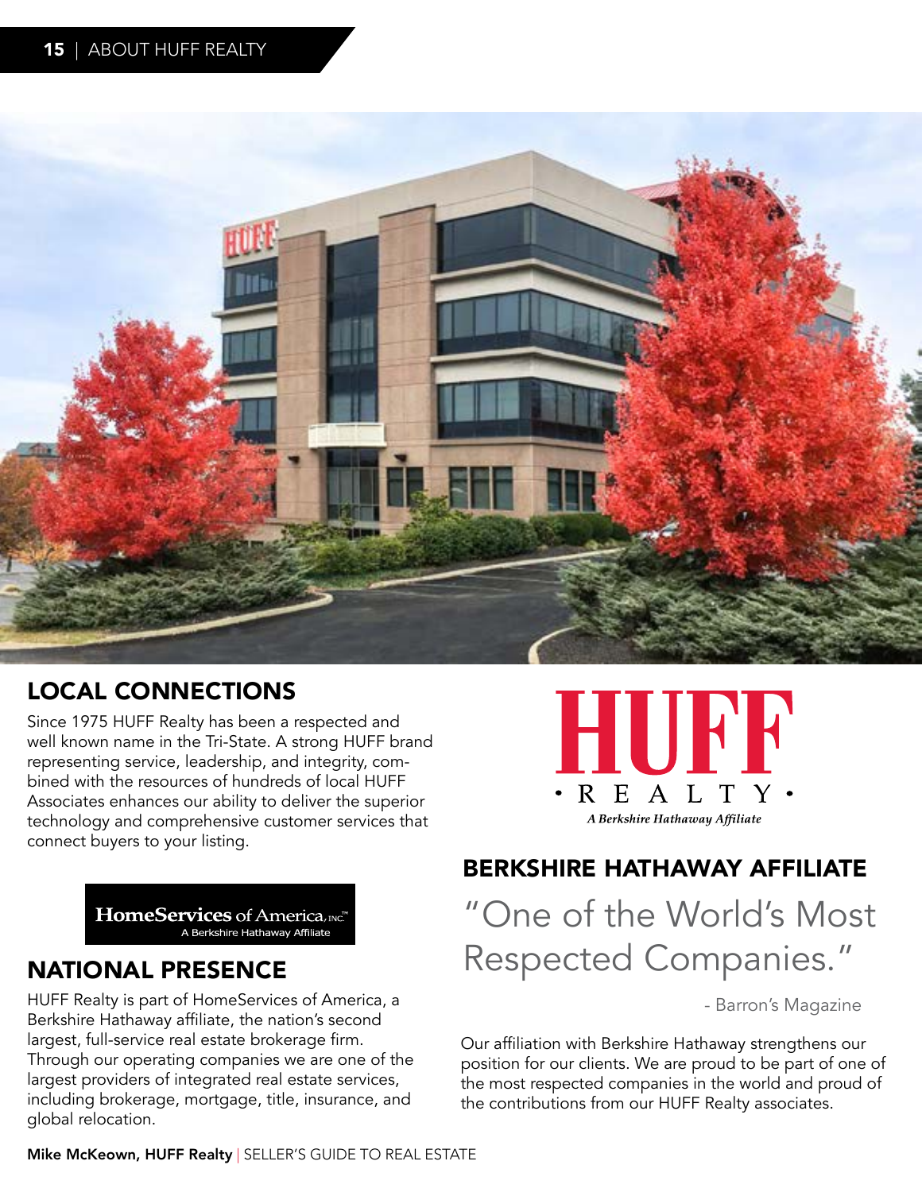## LOCAL CONNECTIONS

Since 1975 HUFF Realty has been a respected and well known name in the Tri-State. A strong HUFF brand representing service, leadership, and integrity, combined with the resources of hundreds of local HUFF Associates enhances our ability to deliver the superior technology and comprehensive customer services that connect buyers to your listing.

HomeServices of America, Inc.™
A Berkshire Hathaway Affiliate

## NATIONAL PRESENCE

HUFF Realty is part of HomeServices of America, a Berkshire Hathaway affiliate, the nation's second largest, full-service real estate brokerage firm. Through our operating companies we are one of the largest providers of integrated real estate services, including brokerage, mortgage, title, insurance, and global relocation.

HUFF
• REALTY •
*A Berkshire Hathaway Affiliate*

## BERKSHIRE HATHAWAY AFFILIATE

"One of the World's Most Respected Companies."

- Barron's Magazine

Our affiliation with Berkshire Hathaway strengthens our position for our clients. We are proud to be part of one of the most respected companies in the world and proud of the contributions from our HUFF Realty associates.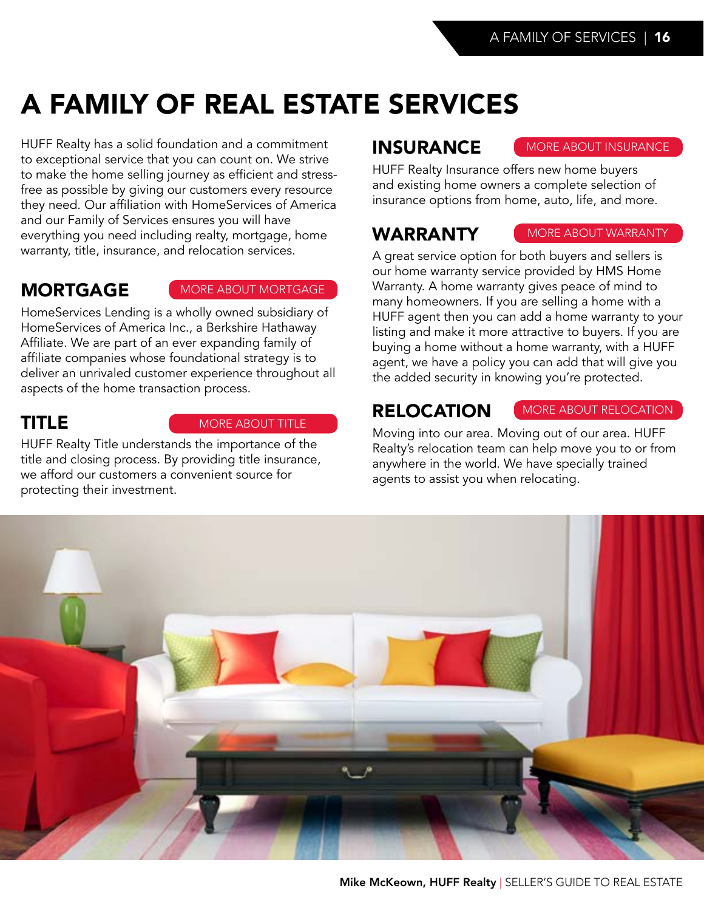# A FAMILY OF REAL ESTATE SERVICES

HUFF Realty has a solid foundation and a commitment to exceptional service that you can count on. We strive to make the home selling journey as efficient and stress-free as possible by giving our customers every resource they need. Our affiliation with HomeServices of America and our Family of Services ensures you will have everything you need including realty, mortgage, home warranty, title, insurance, and relocation services.

## MORTGAGE

MORE ABOUT MORTGAGE

HomeServices Lending is a wholly owned subsidiary of HomeServices of America Inc., a Berkshire Hathaway Affiliate. We are part of an ever expanding family of affiliate companies whose foundational strategy is to deliver an unrivaled customer experience throughout all aspects of the home transaction process.

## TITLE

MORE ABOUT TITLE

HUFF Realty Title understands the importance of the title and closing process. By providing title insurance, we afford our customers a convenient source for protecting their investment.

## INSURANCE

MORE ABOUT INSURANCE

HUFF Realty Insurance offers new home buyers and existing home owners a complete selection of insurance options from home, auto, life, and more.

## WARRANTY

MORE ABOUT WARRANTY

A great service option for both buyers and sellers is our home warranty service provided by HMS Home Warranty. A home warranty gives peace of mind to many homeowners. If you are selling a home with a HUFF agent then you can add a home warranty to your listing and make it more attractive to buyers. If you are buying a home without a home warranty, with a HUFF agent, we have a policy you can add that will give you the added security in knowing you're protected.

## RELOCATION

MORE ABOUT RELOCATION

Moving into our area. Moving out of our area. HUFF Realty's relocation team can help move you to or from anywhere in the world. We have specially trained agents to assist you when relocating.